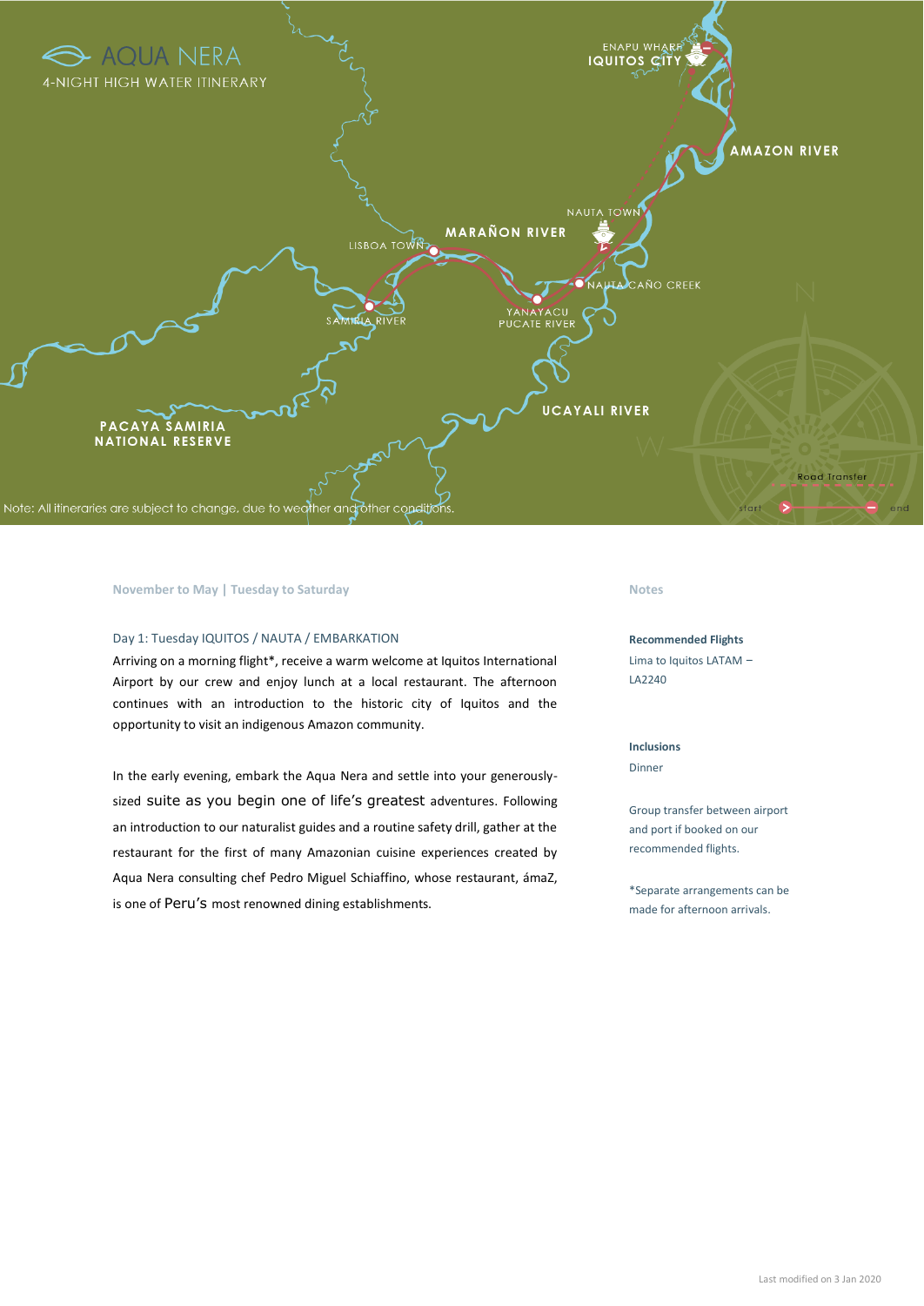# AQUA NERA

4-NIGHT HIGH WATER ITINERARY

ENAPU WHARF
IQUITOS CITY
AMAZON RIVER
NAUTA TOWN
MARAÑON RIVER
LISBOA TOWN
NAUTA CAÑO CREEK
SAMIRIA RIVER
YANAYACU PUCATE RIVER
UCAYALI RIVER
PACAYA SAMIRIA NATIONAL RESERVE

Road Transfer
start
end

Note: All itineraries are subject to change, due to weather and other conditions.

**November to May | Tuesday to Saturday**

Day 1: Tuesday IQUITOS / NAUTA / EMBARKATION

Arriving on a morning flight*, receive a warm welcome at Iquitos International Airport by our crew and enjoy lunch at a local restaurant. The afternoon continues with an introduction to the historic city of Iquitos and the opportunity to visit an indigenous Amazon community.

In the early evening, embark the Aqua Nera and settle into your generously-sized suite as you begin one of life's greatest adventures. Following an introduction to our naturalist guides and a routine safety drill, gather at the restaurant for the first of many Amazonian cuisine experiences created by Aqua Nera consulting chef Pedro Miguel Schiaffino, whose restaurant, ámaZ, is one of Peru's most renowned dining establishments.

**Notes**

**Recommended Flights**

Lima to Iquitos LATAM – LA2240

**Inclusions**

Dinner

Group transfer between airport and port if booked on our recommended flights.

*Separate arrangements can be made for afternoon arrivals.

Last modified on 3 Jan 2020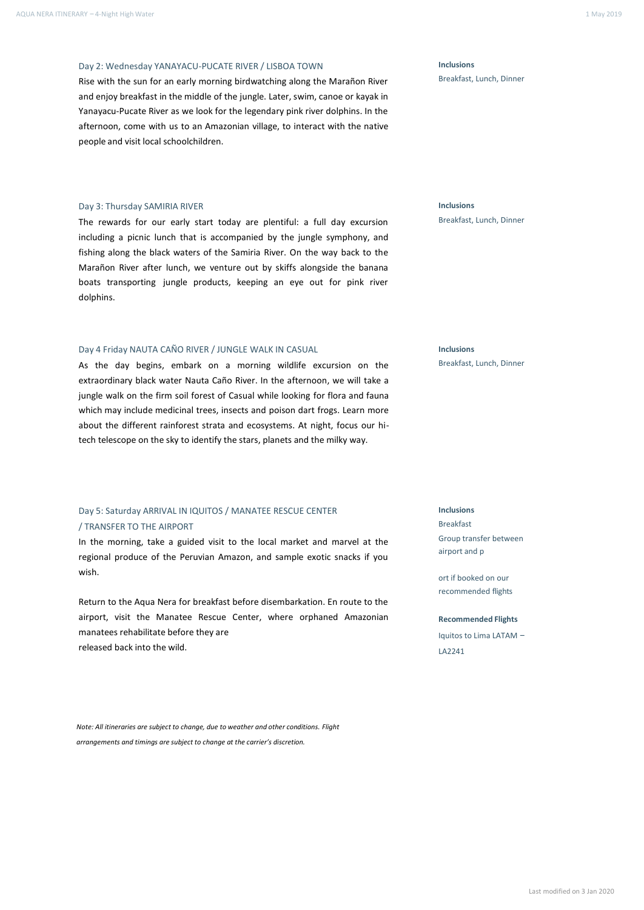### Day 2: Wednesday YANAYACU-PUCATE RIVER / LISBOA TOWN

Rise with the sun for an early morning birdwatching along the Marañon River and enjoy breakfast in the middle of the jungle. Later, swim, canoe or kayak in Yanayacu-Pucate River as we look for the legendary pink river dolphins. In the afternoon, come with us to an Amazonian village, to interact with the native people and visit local schoolchildren.

**Inclusions**
Breakfast, Lunch, Dinner

### Day 3: Thursday SAMIRIA RIVER

The rewards for our early start today are plentiful: a full day excursion including a picnic lunch that is accompanied by the jungle symphony, and fishing along the black waters of the Samiria River. On the way back to the Marañon River after lunch, we venture out by skiffs alongside the banana boats transporting jungle products, keeping an eye out for pink river dolphins.

**Inclusions**
Breakfast, Lunch, Dinner

### Day 4 Friday NAUTA CAÑO RIVER / JUNGLE WALK IN CASUAL

As the day begins, embark on a morning wildlife excursion on the extraordinary black water Nauta Caño River. In the afternoon, we will take a jungle walk on the firm soil forest of Casual while looking for flora and fauna which may include medicinal trees, insects and poison dart frogs. Learn more about the different rainforest strata and ecosystems. At night, focus our hi-tech telescope on the sky to identify the stars, planets and the milky way.

**Inclusions**
Breakfast, Lunch, Dinner

### Day 5: Saturday ARRIVAL IN IQUITOS / MANATEE RESCUE CENTER / TRANSFER TO THE AIRPORT

In the morning, take a guided visit to the local market and marvel at the regional produce of the Peruvian Amazon, and sample exotic snacks if you wish.

Return to the Aqua Nera for breakfast before disembarkation. En route to the airport, visit the Manatee Rescue Center, where orphaned Amazonian manatees rehabilitate before they are released back into the wild.

**Inclusions**
Breakfast
Group transfer between airport and port if booked on our recommended flights

**Recommended Flights**
Iquitos to Lima LATAM – LA2241

*Note: All itineraries are subject to change, due to weather and other conditions. Flight arrangements and timings are subject to change at the carrier's discretion.*